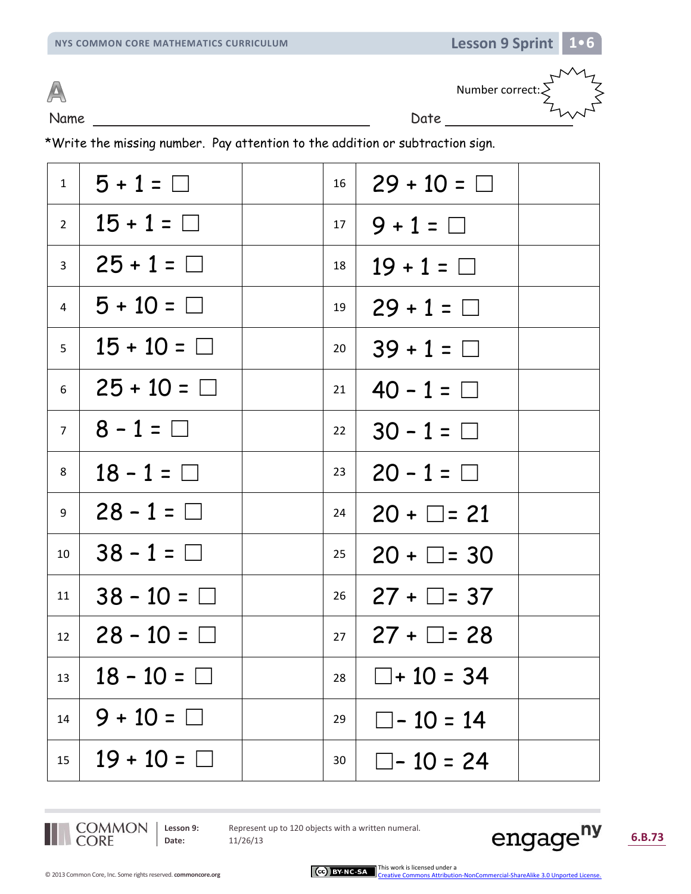# A

Name ______________________________ Date ________________

Number correct:

*Write the missing number. Pay attention to the addition or subtraction sign.

| | | | | | |
|---|---|---|---|---|---|
| 1 | $5 + 1 = \square$ | | 16 | $29 + 10 = \square$ | |
| 2 | $15 + 1 = \square$ | | 17 | $9 + 1 = \square$ | |
| 3 | $25 + 1 = \square$ | | 18 | $19 + 1 = \square$ | |
| 4 | $5 + 10 = \square$ | | 19 | $29 + 1 = \square$ | |
| 5 | $15 + 10 = \square$ | | 20 | $39 + 1 = \square$ | |
| 6 | $25 + 10 = \square$ | | 21 | $40 - 1 = \square$ | |
| 7 | $8 - 1 = \square$ | | 22 | $30 - 1 = \square$ | |
| 8 | $18 - 1 = \square$ | | 23 | $20 - 1 = \square$ | |
| 9 | $28 - 1 = \square$ | | 24 | $20 + \square = 21$ | |
| 10 | $38 - 1 = \square$ | | 25 | $20 + \square = 30$ | |
| 11 | $38 - 10 = \square$ | | 26 | $27 + \square = 37$ | |
| 12 | $28 - 10 = \square$ | | 27 | $27 + \square = 28$ | |
| 13 | $18 - 10 = \square$ | | 28 | $\square + 10 = 34$ | |
| 14 | $9 + 10 = \square$ | | 29 | $\square - 10 = 14$ | |
| 15 | $19 + 10 = \square$ | | 30 | $\square - 10 = 24$ | |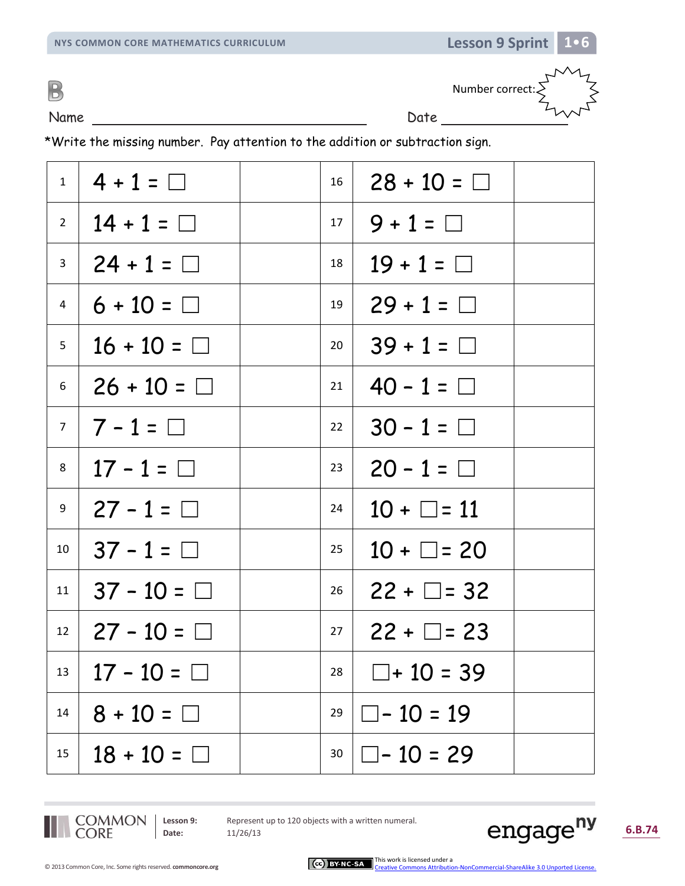# B

Name ______________________________ Date ______________

Number correct:

*Write the missing number. Pay attention to the addition or subtraction sign.

| | | | | | |
|---|---|---|---|---|---|
| 1 | $4 + 1 = \square$ | | 16 | $28 + 10 = \square$ | |
| 2 | $14 + 1 = \square$ | | 17 | $9 + 1 = \square$ | |
| 3 | $24 + 1 = \square$ | | 18 | $19 + 1 = \square$ | |
| 4 | $6 + 10 = \square$ | | 19 | $29 + 1 = \square$ | |
| 5 | $16 + 10 = \square$ | | 20 | $39 + 1 = \square$ | |
| 6 | $26 + 10 = \square$ | | 21 | $40 - 1 = \square$ | |
| 7 | $7 - 1 = \square$ | | 22 | $30 - 1 = \square$ | |
| 8 | $17 - 1 = \square$ | | 23 | $20 - 1 = \square$ | |
| 9 | $27 - 1 = \square$ | | 24 | $10 + \square = 11$ | |
| 10 | $37 - 1 = \square$ | | 25 | $10 + \square = 20$ | |
| 11 | $37 - 10 = \square$ | | 26 | $22 + \square = 32$ | |
| 12 | $27 - 10 = \square$ | | 27 | $22 + \square = 23$ | |
| 13 | $17 - 10 = \square$ | | 28 | $\square + 10 = 39$ | |
| 14 | $8 + 10 = \square$ | | 29 | $\square - 10 = 19$ | |
| 15 | $18 + 10 = \square$ | | 30 | $\square - 10 = 29$ | |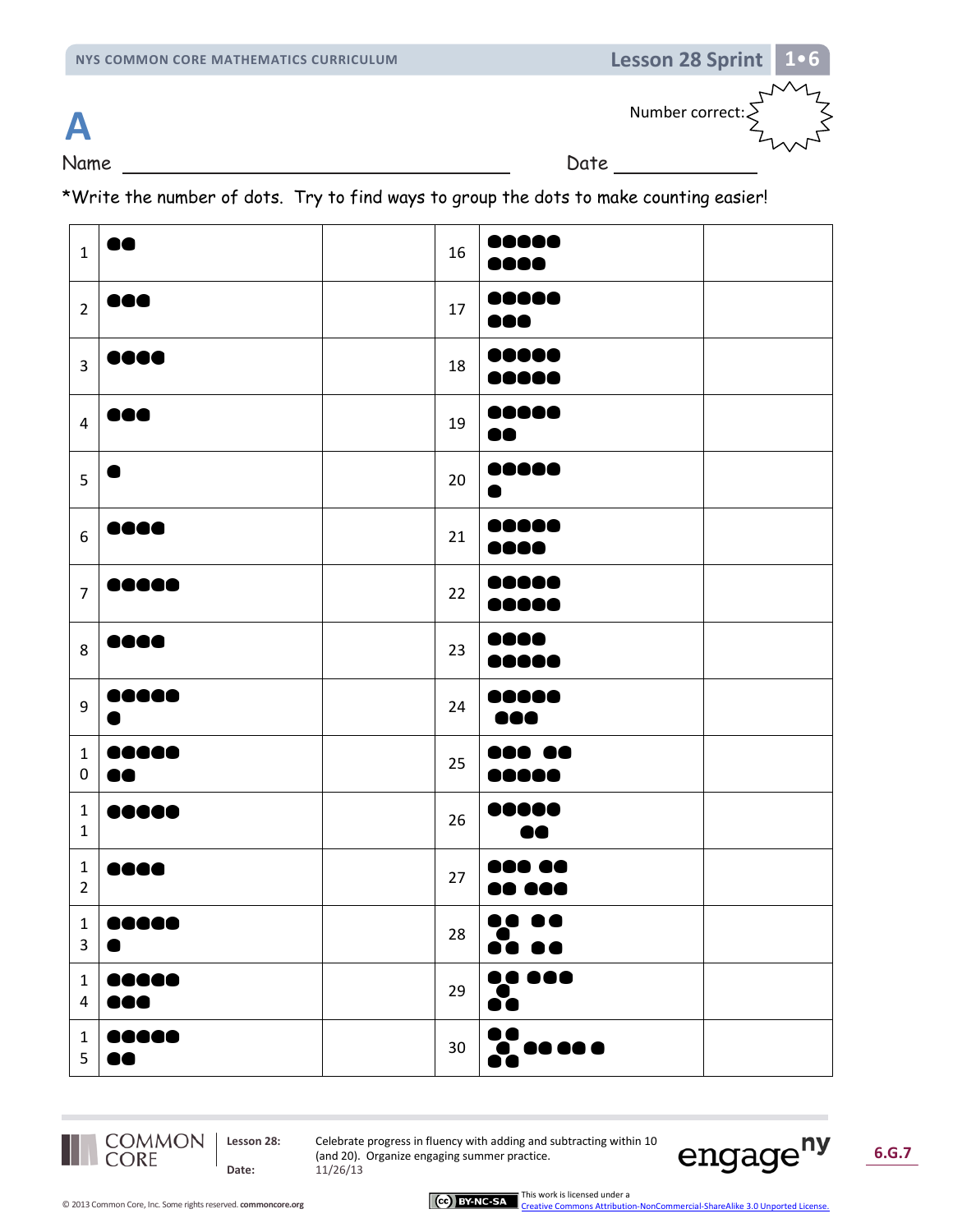# A

Number correct:

Name ______________________________ Date ____________

*Write the number of dots. Try to find ways to group the dots to make counting easier!

| | | | | | |
|---|---|---|---|---|---|
| 1 | ●● | | 16 | ●●●●● <br> ●●●● | |
| 2 | ●●● | | 17 | ●●●●● <br> ●●● | |
| 3 | ●●●● | | 18 | ●●●●● <br> ●●●●● | |
| 4 | ●●● | | 19 | ●●●●● <br> ●● | |
| 5 | ● | | 20 | ●●●●● <br> ● | |
| 6 | ●●●● | | 21 | ●●●●● <br> ●●●● | |
| 7 | ●●●●● | | 22 | ●●●●● <br> ●●●●● | |
| 8 | ●●●● | | 23 | ●●●● <br> ●●●●● | |
| 9 | ●●●●● <br> ● | | 24 | ●●●●● <br> ●●● | |
| 10 | ●●●●● <br> ●● | | 25 | ●●● ●● <br> ●●●●● | |
| 11 | ●●●●● | | 26 | ●●●●● <br> ●● | |
| 12 | ●●●● | | 27 | ●●● ●● <br> ●● ●●● | |
| 13 | ●●●●● <br> ● | | 28 | ●● ●● <br> ● <br> ●● ●● | |
| 14 | ●●●●● <br> ●●● | | 29 | ●● ●●● <br> ● <br> ●● | |
| 15 | ●●●●● <br> ●● | | 30 | ●● <br> ● ●● ●● ●● ● <br> ●● | |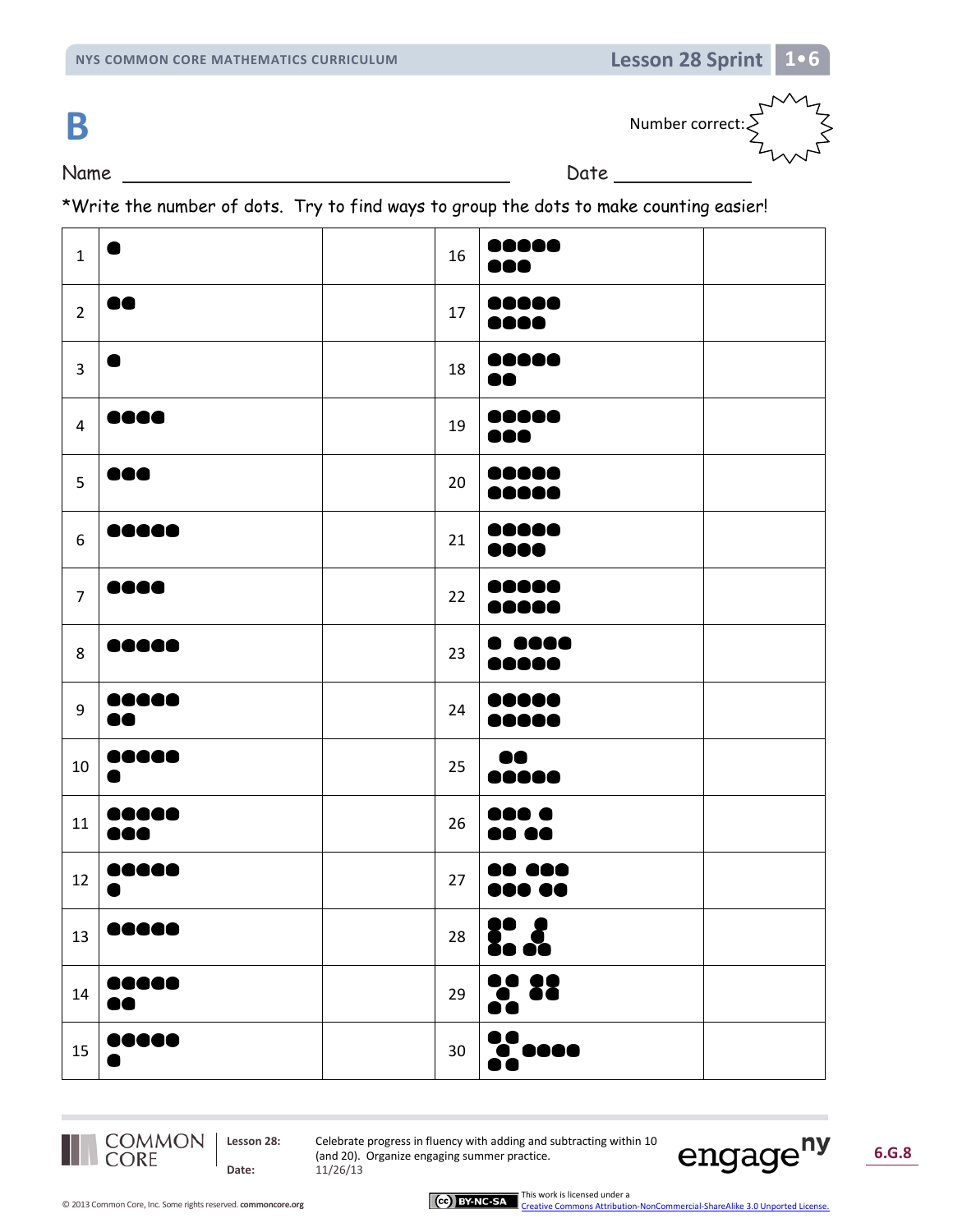# B

Number correct:

Name ____________________ Date ____________

*Write the number of dots. Try to find ways to group the dots to make counting easier!

| | | | | | |
|---|---|---|---|---|---|
| 1 | | | 16 | | |
| 2 | | | 17 | | |
| 3 | | | 18 | | |
| 4 | | | 19 | | |
| 5 | | | 20 | | |
| 6 | | | 21 | | |
| 7 | | | 22 | | |
| 8 | | | 23 | | |
| 9 | | | 24 | | |
| 10 | | | 25 | | |
| 11 | | | 26 | | |
| 12 | | | 27 | | |
| 13 | | | 28 | | |
| 14 | | | 29 | | |
| 15 | | | 30 | | |